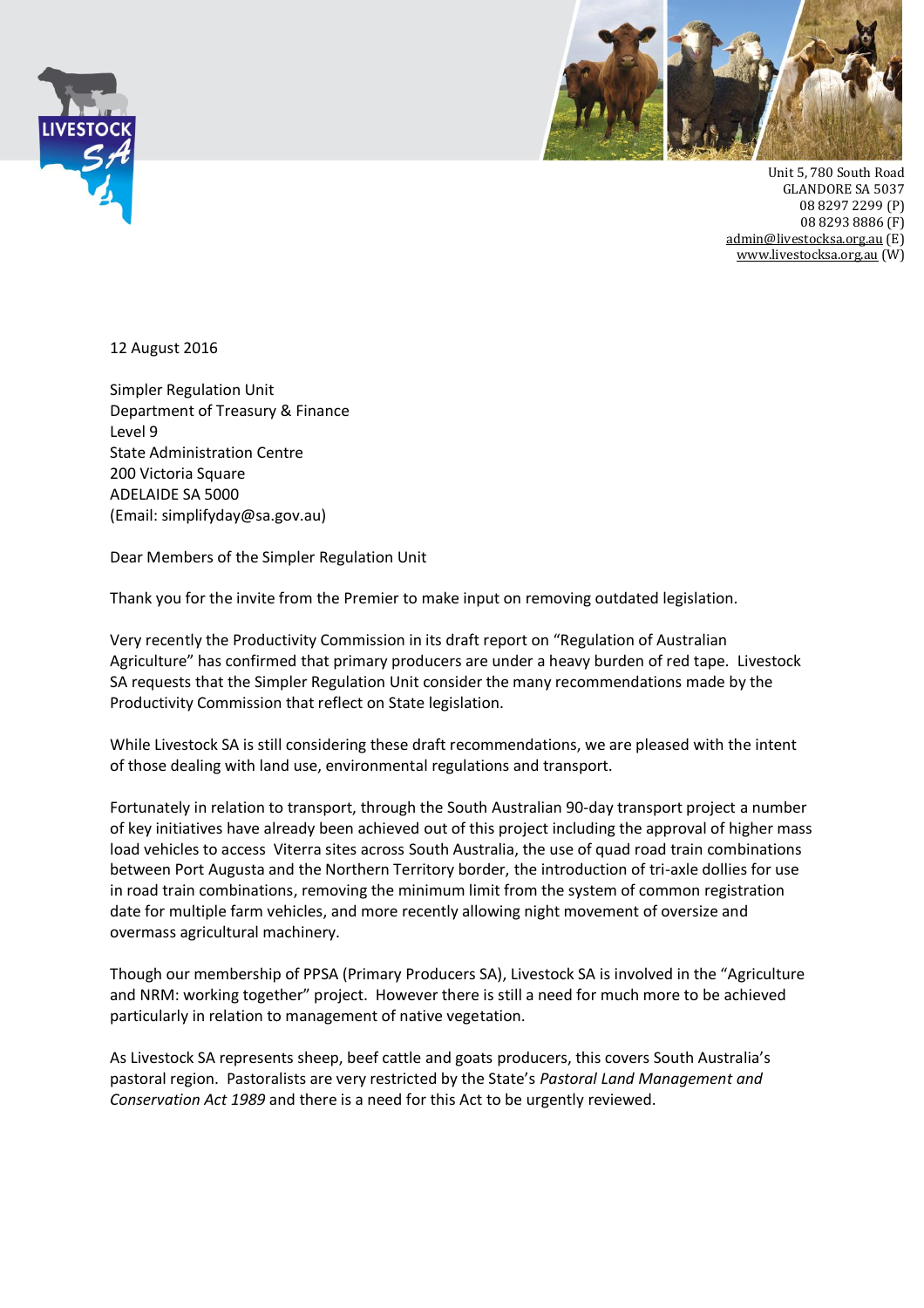Unit 5, 780 South Road
GLANDORE SA 5037
08 8297 2299 (P)
08 8293 8886 (F)
admin@livestocksa.org.au (E)
www.livestocksa.org.au (W)

12 August 2016

Simpler Regulation Unit
Department of Treasury & Finance
Level 9
State Administration Centre
200 Victoria Square
ADELAIDE SA 5000
(Email: simplifyday@sa.gov.au)

Dear Members of the Simpler Regulation Unit

Thank you for the invite from the Premier to make input on removing outdated legislation.

Very recently the Productivity Commission in its draft report on "Regulation of Australian Agriculture" has confirmed that primary producers are under a heavy burden of red tape. Livestock SA requests that the Simpler Regulation Unit consider the many recommendations made by the Productivity Commission that reflect on State legislation.

While Livestock SA is still considering these draft recommendations, we are pleased with the intent of those dealing with land use, environmental regulations and transport.

Fortunately in relation to transport, through the South Australian 90-day transport project a number of key initiatives have already been achieved out of this project including the approval of higher mass load vehicles to access Viterra sites across South Australia, the use of quad road train combinations between Port Augusta and the Northern Territory border, the introduction of tri-axle dollies for use in road train combinations, removing the minimum limit from the system of common registration date for multiple farm vehicles, and more recently allowing night movement of oversize and overmass agricultural machinery.

Though our membership of PPSA (Primary Producers SA), Livestock SA is involved in the "Agriculture and NRM: working together" project. However there is still a need for much more to be achieved particularly in relation to management of native vegetation.

As Livestock SA represents sheep, beef cattle and goats producers, this covers South Australia's pastoral region. Pastoralists are very restricted by the State's *Pastoral Land Management and Conservation Act 1989* and there is a need for this Act to be urgently reviewed.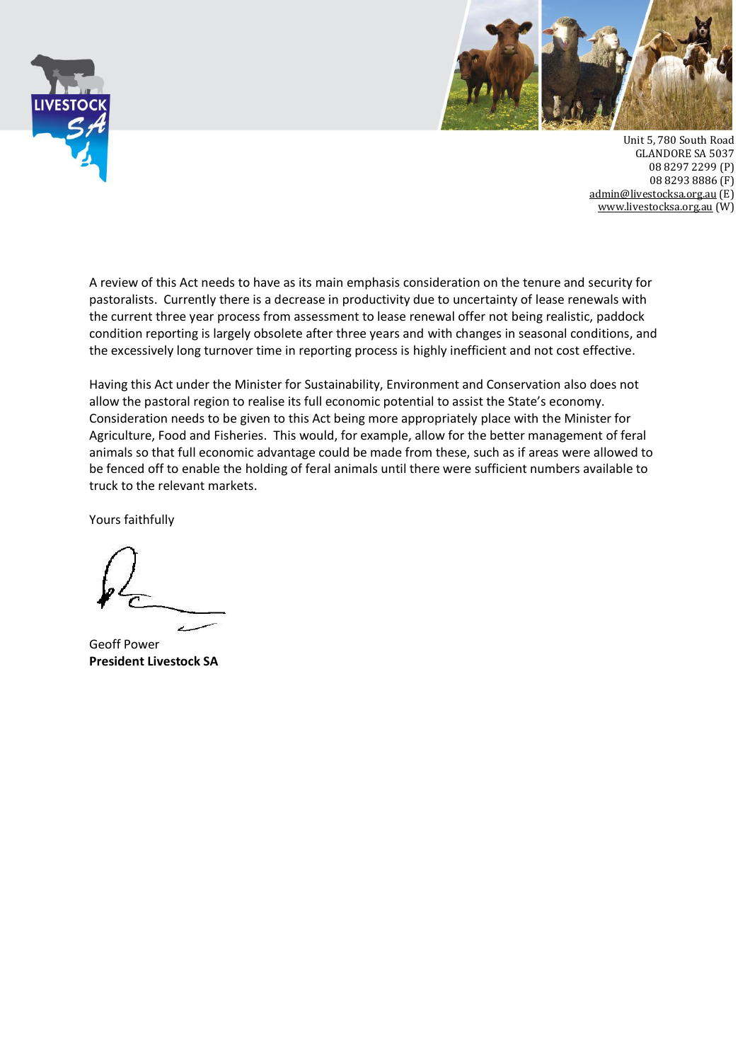Unit 5, 780 South Road
GLANDORE SA 5037
08 8297 2299 (P)
08 8293 8886 (F)
admin@livestocksa.org.au (E)
www.livestocksa.org.au (W)

A review of this Act needs to have as its main emphasis consideration on the tenure and security for pastoralists. Currently there is a decrease in productivity due to uncertainty of lease renewals with the current three year process from assessment to lease renewal offer not being realistic, paddock condition reporting is largely obsolete after three years and with changes in seasonal conditions, and the excessively long turnover time in reporting process is highly inefficient and not cost effective.

Having this Act under the Minister for Sustainability, Environment and Conservation also does not allow the pastoral region to realise its full economic potential to assist the State's economy. Consideration needs to be given to this Act being more appropriately place with the Minister for Agriculture, Food and Fisheries. This would, for example, allow for the better management of feral animals so that full economic advantage could be made from these, such as if areas were allowed to be fenced off to enable the holding of feral animals until there were sufficient numbers available to truck to the relevant markets.

Yours faithfully

Geoff Power
**President Livestock SA**